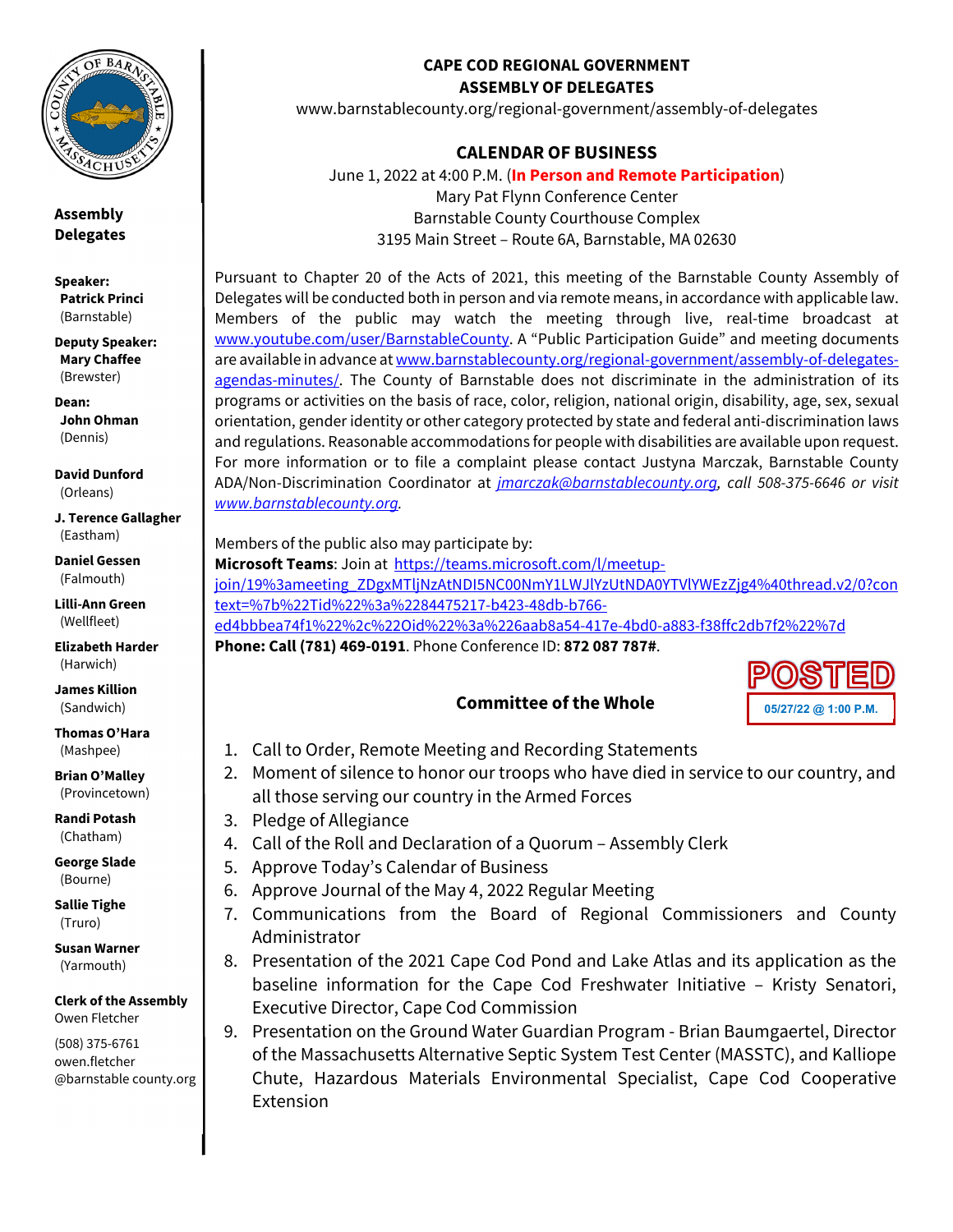# CAPE COD REGIONAL GOVERNMENT
## ASSEMBLY OF DELEGATES

www.barnstablecounty.org/regional-government/assembly-of-delegates

## CALENDAR OF BUSINESS

June 1, 2022 at 4:00 P.M. (**In Person and Remote Participation**)
Mary Pat Flynn Conference Center
Barnstable County Courthouse Complex
3195 Main Street – Route 6A, Barnstable, MA 02630

Pursuant to Chapter 20 of the Acts of 2021, this meeting of the Barnstable County Assembly of Delegates will be conducted both in person and via remote means, in accordance with applicable law. Members of the public may watch the meeting through live, real-time broadcast at www.youtube.com/user/BarnstableCounty. A "Public Participation Guide" and meeting documents are available in advance at www.barnstablecounty.org/regional-government/assembly-of-delegates-agendas-minutes/. The County of Barnstable does not discriminate in the administration of its programs or activities on the basis of race, color, religion, national origin, disability, age, sex, sexual orientation, gender identity or other category protected by state and federal anti-discrimination laws and regulations. Reasonable accommodations for people with disabilities are available upon request. For more information or to file a complaint please contact Justyna Marczak, Barnstable County ADA/Non-Discrimination Coordinator at *jmarczak@barnstablecounty.org, call 508-375-6646 or visit www.barnstablecounty.org.*

Members of the public also may participate by:
**Microsoft Teams**: Join at https://teams.microsoft.com/l/meetup-join/19%3ameeting_ZDgxMTljNzAtNDI5NC00NmY1LWJlYzUtNDA0YTVlYWEzZjg4%40thread.v2/0?context=%7b%22Tid%22%3a%2284475217-b423-48db-b766-ed4bbbea74f1%22%2c%22Oid%22%3a%226aab8a54-417e-4bd0-a883-f38ffc2db7f2%22%7d
**Phone: Call (781) 469-0191**. Phone Conference ID: **872 087 787#**.

POSTED
05/27/22 @ 1:00 P.M.

### Committee of the Whole

1. Call to Order, Remote Meeting and Recording Statements
2. Moment of silence to honor our troops who have died in service to our country, and all those serving our country in the Armed Forces
3. Pledge of Allegiance
4. Call of the Roll and Declaration of a Quorum – Assembly Clerk
5. Approve Today's Calendar of Business
6. Approve Journal of the May 4, 2022 Regular Meeting
7. Communications from the Board of Regional Commissioners and County Administrator
8. Presentation of the 2021 Cape Cod Pond and Lake Atlas and its application as the baseline information for the Cape Cod Freshwater Initiative – Kristy Senatori, Executive Director, Cape Cod Commission
9. Presentation on the Ground Water Guardian Program - Brian Baumgaertel, Director of the Massachusetts Alternative Septic System Test Center (MASSTC), and Kalliope Chute, Hazardous Materials Environmental Specialist, Cape Cod Cooperative Extension

---

**Assembly Delegates**

**Speaker:**
**Patrick Princi** (Barnstable)

**Deputy Speaker:**
**Mary Chaffee** (Brewster)

**Dean:**
**John Ohman** (Dennis)

**David Dunford** (Orleans)

**J. Terence Gallagher** (Eastham)

**Daniel Gessen** (Falmouth)

**Lilli-Ann Green** (Wellfleet)

**Elizabeth Harder** (Harwich)

**James Killion** (Sandwich)

**Thomas O'Hara** (Mashpee)

**Brian O'Malley** (Provincetown)

**Randi Potash** (Chatham)

**George Slade** (Bourne)

**Sallie Tighe** (Truro)

**Susan Warner** (Yarmouth)

**Clerk of the Assembly**
Owen Fletcher
(508) 375-6761
owen.fletcher@barnstable county.org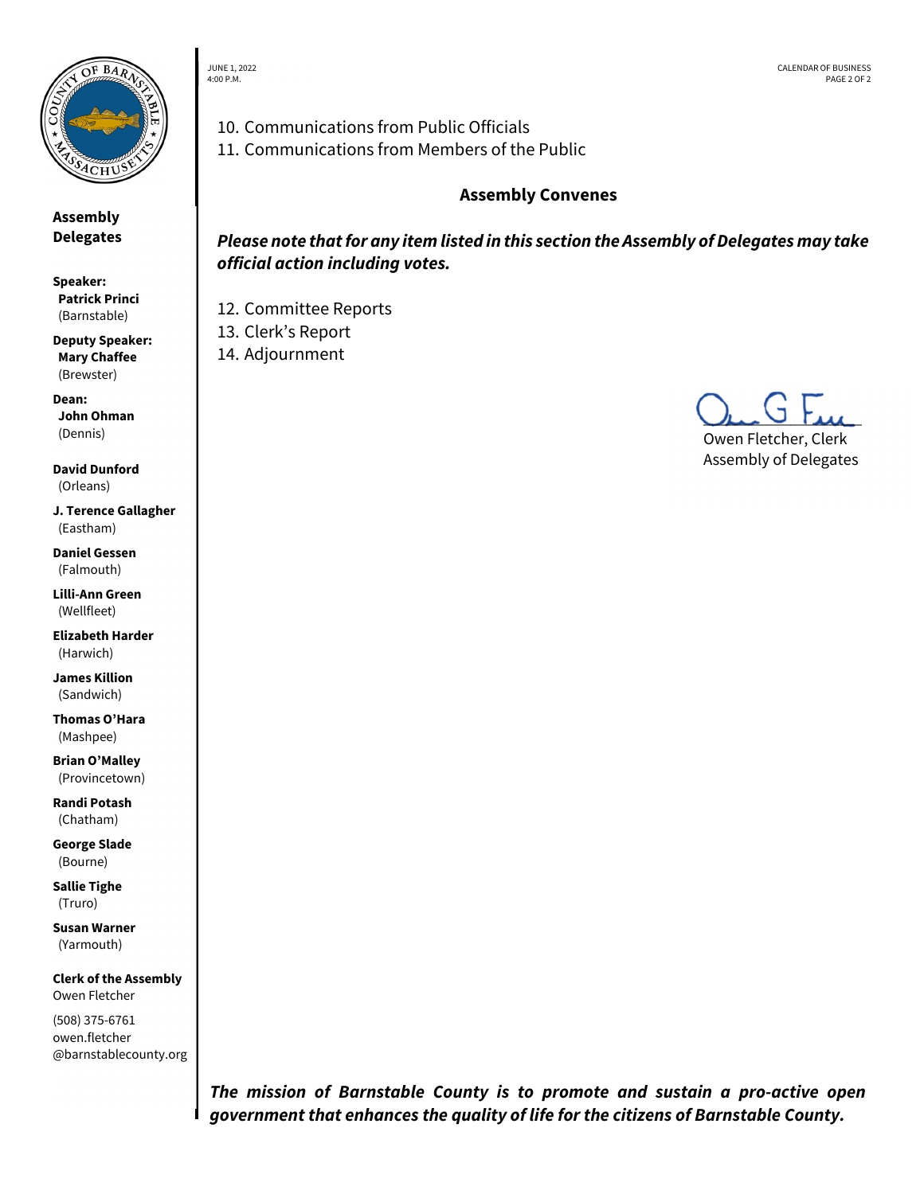**Assembly Delegates**

**Speaker:**
**Patrick Princi**
(Barnstable)

**Deputy Speaker:**
**Mary Chaffee**
(Brewster)

**Dean:**
**John Ohman**
(Dennis)

**David Dunford**
(Orleans)

**J. Terence Gallagher**
(Eastham)

**Daniel Gessen**
(Falmouth)

**Lilli-Ann Green**
(Wellfleet)

**Elizabeth Harder**
(Harwich)

**James Killion**
(Sandwich)

**Thomas O'Hara**
(Mashpee)

**Brian O'Malley**
(Provincetown)

**Randi Potash**
(Chatham)

**George Slade**
(Bourne)

**Sallie Tighe**
(Truro)

**Susan Warner**
(Yarmouth)

**Clerk of the Assembly**
Owen Fletcher

(508) 375-6761
owen.fletcher
@barnstablecounty.org

JUNE 1, 2022
4:00 P.M.

CALENDAR OF BUSINESS

10. Communications from Public Officials
11. Communications from Members of the Public

**Assembly Convenes**

***Please note that for any item listed in this section the Assembly of Delegates may take official action including votes.***

12. Committee Reports
13. Clerk's Report
14. Adjournment

Owen Fletcher, Clerk
Assembly of Delegates

***The mission of Barnstable County is to promote and sustain a pro-active open government that enhances the quality of life for the citizens of Barnstable County.***